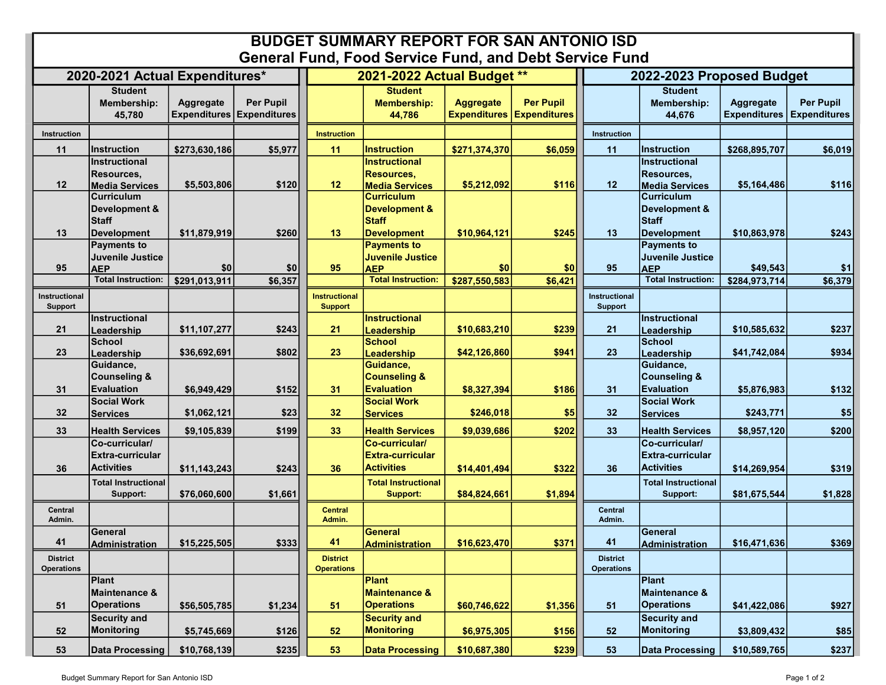# BUDGET SUMMARY REPORT FOR SAN ANTONIO ISD
## General Fund, Food Service Fund, and Debt Service Fund

| 2020-2021 Actual Expenditures* | | | | 2021-2022 Actual Budget ** | | | | 2022-2023 Proposed Budget | | | |
|---|---|---|---|---|---|---|---|---|---|---|---|
| | Student Membership: 45,780 | Aggregate Expenditures | Per Pupil Expenditures | | Student Membership: 44,786 | Aggregate Expenditures | Per Pupil Expenditures | | Student Membership: 44,676 | Aggregate Expenditures | Per Pupil Expenditures |
| Instruction | | | | Instruction | | | | Instruction | | | |
| 11 | Instruction | $273,630,186 | $5,977 | 11 | Instruction | $271,374,370 | $6,059 | 11 | Instruction | $268,895,707 | $6,019 |
| 12 | Instructional Resources, Media Services | $5,503,806 | $120 | 12 | Instructional Resources, Media Services | $5,212,092 | $116 | 12 | Instructional Resources, Media Services | $5,164,486 | $116 |
| 13 | Curriculum Development & Staff Development | $11,879,919 | $260 | 13 | Curriculum Development & Staff Development | $10,964,121 | $245 | 13 | Curriculum Development & Staff Development | $10,863,978 | $243 |
| 95 | Payments to Juvenile Justice AEP | $0 | $0 | 95 | Payments to Juvenile Justice AEP | $0 | $0 | 95 | Payments to Juvenile Justice AEP | $49,543 | $1 |
| | Total Instruction: | $291,013,911 | $6,357 | | Total Instruction: | $287,550,583 | $6,421 | | Total Instruction: | $284,973,714 | $6,379 |
| Instructional Support | | | | Instructional Support | | | | Instructional Support | | | |
| 21 | Instructional Leadership | $11,107,277 | $243 | 21 | Instructional Leadership | $10,683,210 | $239 | 21 | Instructional Leadership | $10,585,632 | $237 |
| 23 | School Leadership | $36,692,691 | $802 | 23 | School Leadership | $42,126,860 | $941 | 23 | School Leadership | $41,742,084 | $934 |
| 31 | Guidance, Counseling & Evaluation | $6,949,429 | $152 | 31 | Guidance, Counseling & Evaluation | $8,327,394 | $186 | 31 | Guidance, Counseling & Evaluation | $5,876,983 | $132 |
| 32 | Social Work Services | $1,062,121 | $23 | 32 | Social Work Services | $246,018 | $5 | 32 | Social Work Services | $243,771 | $5 |
| 33 | Health Services | $9,105,839 | $199 | 33 | Health Services | $9,039,686 | $202 | 33 | Health Services | $8,957,120 | $200 |
| 36 | Co-curricular/ Extra-curricular Activities | $11,143,243 | $243 | 36 | Co-curricular/ Extra-curricular Activities | $14,401,494 | $322 | 36 | Co-curricular/ Extra-curricular Activities | $14,269,954 | $319 |
| | Total Instructional Support: | $76,060,600 | $1,661 | | Total Instructional Support: | $84,824,661 | $1,894 | | Total Instructional Support: | $81,675,544 | $1,828 |
| Central Admin. | | | | Central Admin. | | | | Central Admin. | | | |
| 41 | General Administration | $15,225,505 | $333 | 41 | General Administration | $16,623,470 | $371 | 41 | General Administration | $16,471,636 | $369 |
| District Operations | | | | District Operations | | | | District Operations | | | |
| 51 | Plant Maintenance & Operations | $56,505,785 | $1,234 | 51 | Plant Maintenance & Operations | $60,746,622 | $1,356 | 51 | Plant Maintenance & Operations | $41,422,086 | $927 |
| 52 | Security and Monitoring | $5,745,669 | $126 | 52 | Security and Monitoring | $6,975,305 | $156 | 52 | Security and Monitoring | $3,809,432 | $85 |
| 53 | Data Processing | $10,768,139 | $235 | 53 | Data Processing | $10,687,380 | $239 | 53 | Data Processing | $10,589,765 | $237 |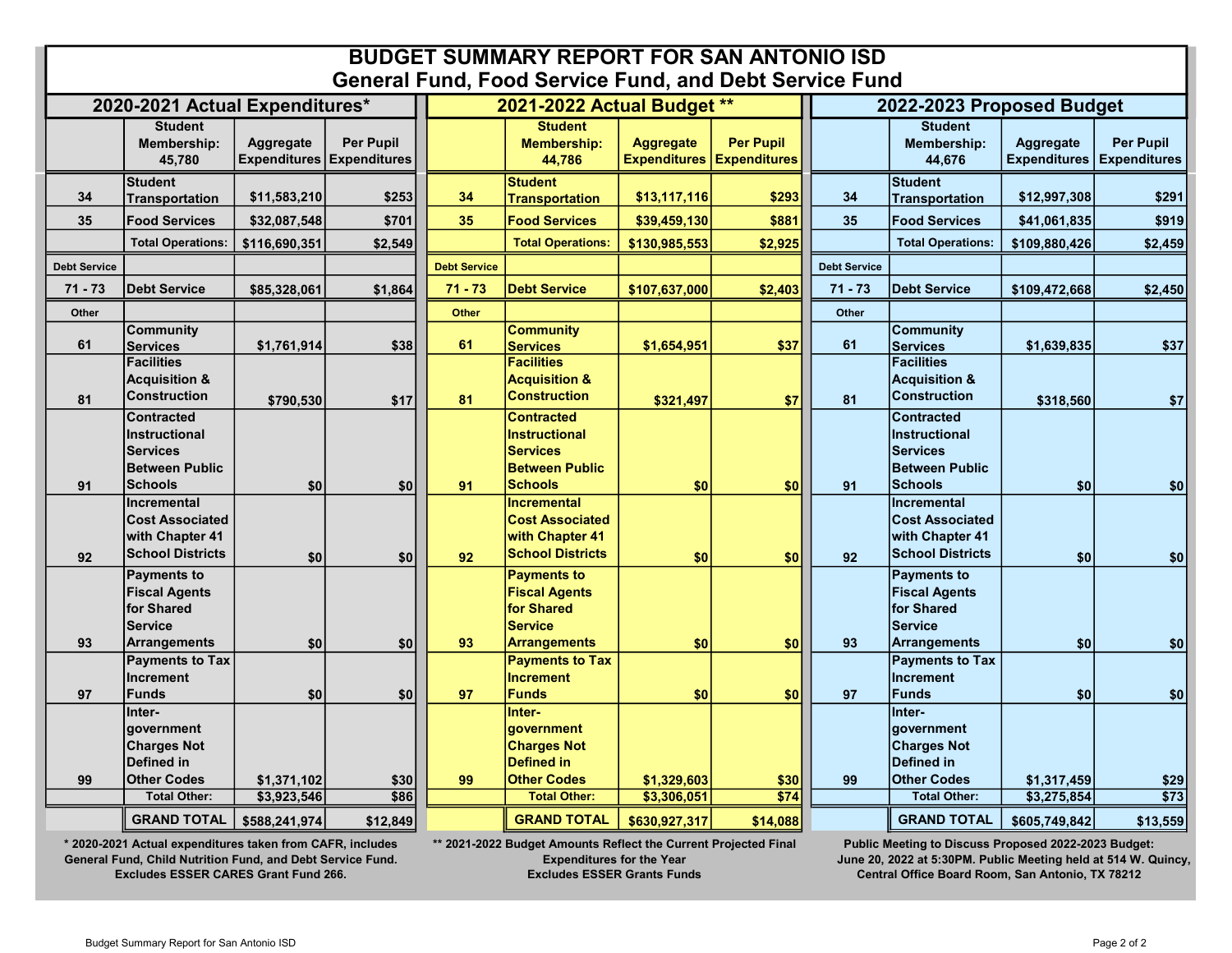# BUDGET SUMMARY REPORT FOR SAN ANTONIO ISD
## General Fund, Food Service Fund, and Debt Service Fund

| 2020-2021 Actual Expenditures* | | | | 2021-2022 Actual Budget ** | | | | 2022-2023 Proposed Budget | | | |
|---|---|---|---|---|---|---|---|---|---|---|---|
| | Student Membership: 45,780 | Aggregate Expenditures | Per Pupil Expenditures | | Student Membership: 44,786 | Aggregate Expenditures | Per Pupil Expenditures | | Student Membership: 44,676 | Aggregate Expenditures | Per Pupil Expenditures |
| 34 | Student Transportation | $11,583,210 | $253 | 34 | Student Transportation | $13,117,116 | $293 | 34 | Student Transportation | $12,997,308 | $291 |
| 35 | Food Services | $32,087,548 | $701 | 35 | Food Services | $39,459,130 | $881 | 35 | Food Services | $41,061,835 | $919 |
| | Total Operations: | $116,690,351 | $2,549 | | Total Operations: | $130,985,553 | $2,925 | | Total Operations: | $109,880,426 | $2,459 |
| Debt Service | | | | Debt Service | | | | Debt Service | | | |
| 71 - 73 | Debt Service | $85,328,061 | $1,864 | 71 - 73 | Debt Service | $107,637,000 | $2,403 | 71 - 73 | Debt Service | $109,472,668 | $2,450 |
| Other | | | | Other | | | | Other | | | |
| 61 | Community Services | $1,761,914 | $38 | 61 | Community Services | $1,654,951 | $37 | 61 | Community Services | $1,639,835 | $37 |
| 81 | Facilities Acquisition & Construction | $790,530 | $17 | 81 | Facilities Acquisition & Construction | $321,497 | $7 | 81 | Facilities Acquisition & Construction | $318,560 | $7 |
| 91 | Contracted Instructional Services Between Public Schools | $0 | $0 | 91 | Contracted Instructional Services Between Public Schools | $0 | $0 | 91 | Contracted Instructional Services Between Public Schools | $0 | $0 |
| 92 | Incremental Cost Associated with Chapter 41 School Districts | $0 | $0 | 92 | Incremental Cost Associated with Chapter 41 School Districts | $0 | $0 | 92 | Incremental Cost Associated with Chapter 41 School Districts | $0 | $0 |
| 93 | Payments to Fiscal Agents for Shared Service Arrangements | $0 | $0 | 93 | Payments to Fiscal Agents for Shared Service Arrangements | $0 | $0 | 93 | Payments to Fiscal Agents for Shared Service Arrangements | $0 | $0 |
| 97 | Payments to Tax Increment Funds | $0 | $0 | 97 | Payments to Tax Increment Funds | $0 | $0 | 97 | Payments to Tax Increment Funds | $0 | $0 |
| 99 | Inter-government Charges Not Defined in Other Codes | $1,371,102 | $30 | 99 | Inter-government Charges Not Defined in Other Codes | $1,329,603 | $30 | 99 | Inter-government Charges Not Defined in Other Codes | $1,317,459 | $29 |
| | Total Other: | $3,923,546 | $86 | | Total Other: | $3,306,051 | $74 | | Total Other: | $3,275,854 | $73 |
| | GRAND TOTAL | $588,241,974 | $12,849 | | GRAND TOTAL | $630,927,317 | $14,088 | | GRAND TOTAL | $605,749,842 | $13,559 |

\* 2020-2021 Actual expenditures taken from CAFR, includes General Fund, Child Nutrition Fund, and Debt Service Fund. Excludes ESSER CARES Grant Fund 266.

\*\* 2021-2022 Budget Amounts Reflect the Current Projected Final Expenditures for the Year Excludes ESSER Grants Funds

Public Meeting to Discuss Proposed 2022-2023 Budget: June 20, 2022 at 5:30PM. Public Meeting held at 514 W. Quincy, Central Office Board Room, San Antonio, TX 78212